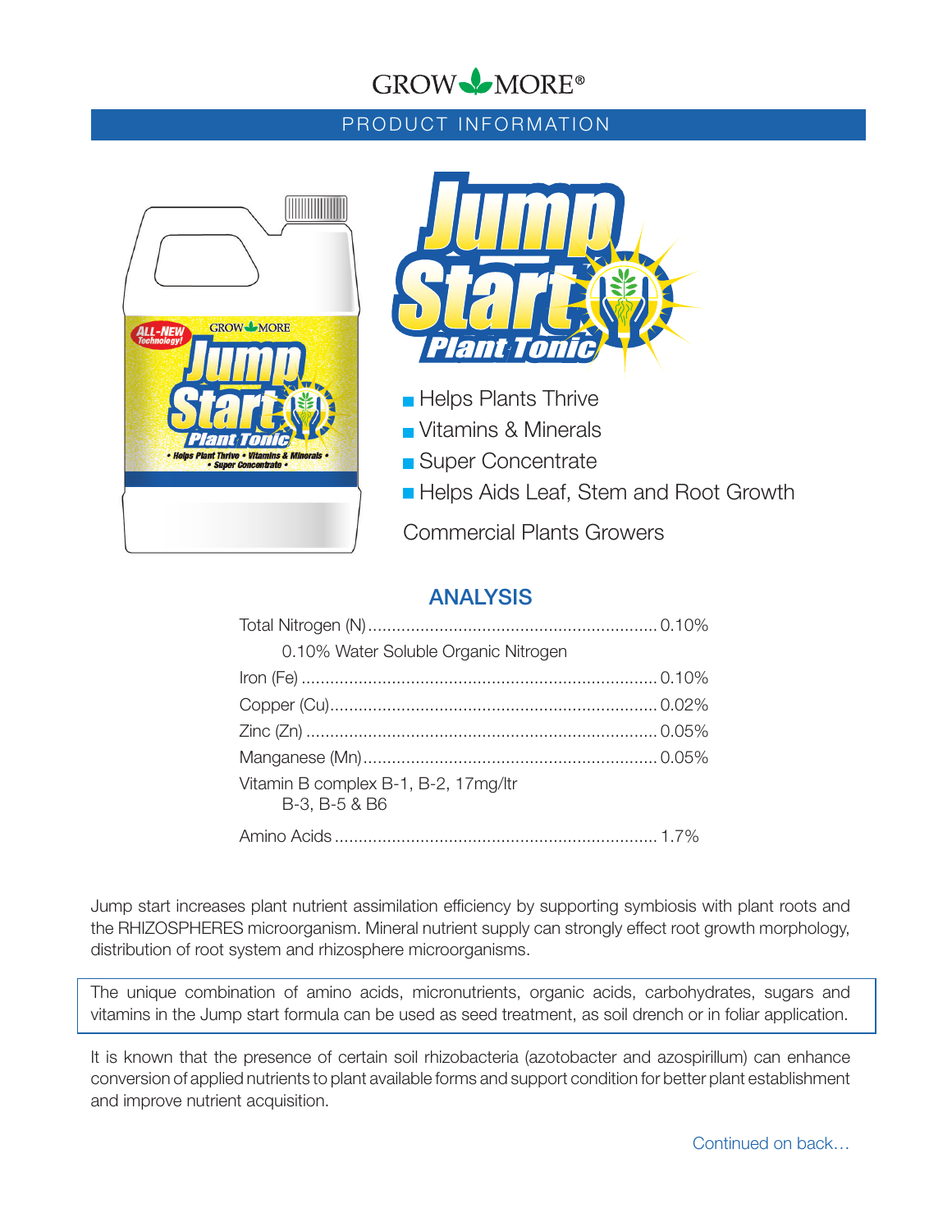GROW MORE®

PRODUCT INFORMATION

# Jump Start Plant Tonic

- Helps Plants Thrive
- Vitamins & Minerals
- Super Concentrate
- Helps Aids Leaf, Stem and Root Growth

Commercial Plants Growers

## ANALYSIS

| | |
|---|---|
| Total Nitrogen (N) | 0.10% |
| 0.10% Water Soluble Organic Nitrogen | |
| Iron (Fe) | 0.10% |
| Copper (Cu) | 0.02% |
| Zinc (Zn) | 0.05% |
| Manganese (Mn) | 0.05% |
| Vitamin B complex B-1, B-2, B-3, B-5 & B6 | 17mg/ltr |
| Amino Acids | 1.7% |

Jump start increases plant nutrient assimilation efficiency by supporting symbiosis with plant roots and the RHIZOSPHERES microorganism. Mineral nutrient supply can strongly effect root growth morphology, distribution of root system and rhizosphere microorganisms.

The unique combination of amino acids, micronutrients, organic acids, carbohydrates, sugars and vitamins in the Jump start formula can be used as seed treatment, as soil drench or in foliar application.

It is known that the presence of certain soil rhizobacteria (azotobacter and azospirillum) can enhance conversion of applied nutrients to plant available forms and support condition for better plant establishment and improve nutrient acquisition.

Continued on back…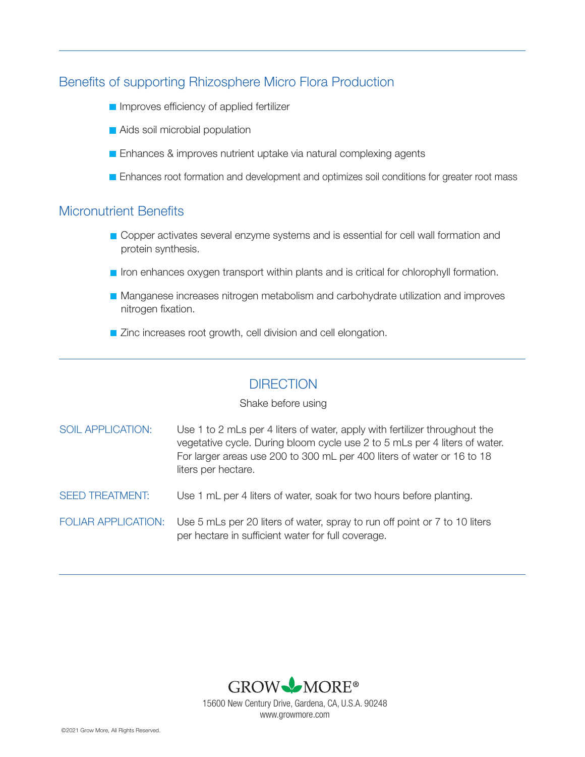## Benefits of supporting Rhizosphere Micro Flora Production

- Improves efficiency of applied fertilizer
- Aids soil microbial population
- Enhances & improves nutrient uptake via natural complexing agents
- Enhances root formation and development and optimizes soil conditions for greater root mass

## Micronutrient Benefits

- Copper activates several enzyme systems and is essential for cell wall formation and protein synthesis.
- Iron enhances oxygen transport within plants and is critical for chlorophyll formation.
- Manganese increases nitrogen metabolism and carbohydrate utilization and improves nitrogen fixation.
- Zinc increases root growth, cell division and cell elongation.

## DIRECTION

Shake before using

**SOIL APPLICATION:** Use 1 to 2 mLs per 4 liters of water, apply with fertilizer throughout the vegetative cycle. During bloom cycle use 2 to 5 mLs per 4 liters of water. For larger areas use 200 to 300 mL per 400 liters of water or 16 to 18 liters per hectare.

**SEED TREATMENT:** Use 1 mL per 4 liters of water, soak for two hours before planting.

**FOLIAR APPLICATION:** Use 5 mLs per 20 liters of water, spray to run off point or 7 to 10 liters per hectare in sufficient water for full coverage.

GROW MORE®

15600 New Century Drive, Gardena, CA, U.S.A. 90248

www.growmore.com

©2021 Grow More, All Rights Reserved.